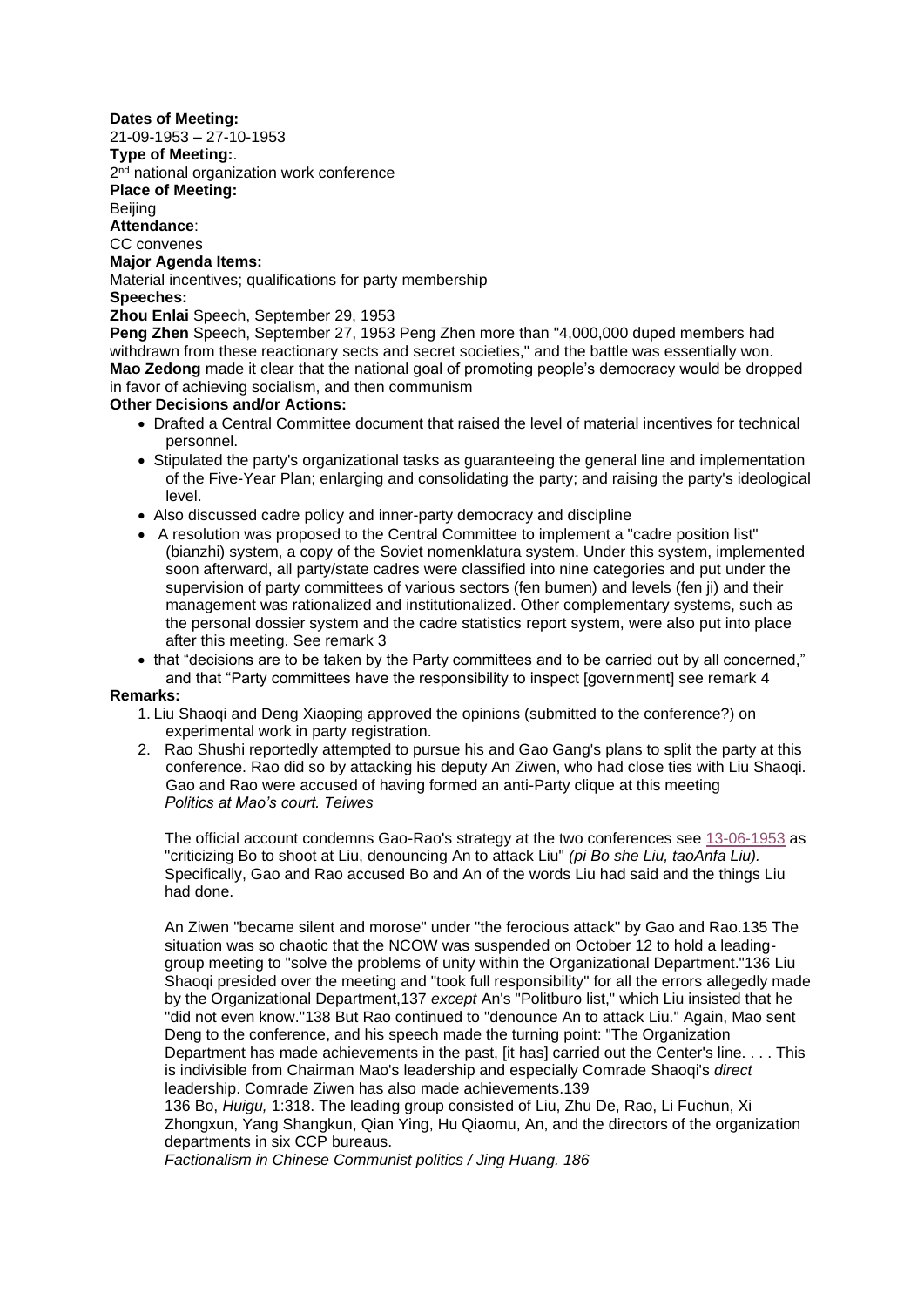**Dates of Meeting:**
21-09-1953 – 27-10-1953
**Type of Meeting:**.
2nd national organization work conference
**Place of Meeting:**
Beijing
**Attendance**:
CC convenes
**Major Agenda Items:**
Material incentives; qualifications for party membership
**Speeches:**
**Zhou Enlai** Speech, September 29, 1953
**Peng Zhen** Speech, September 27, 1953 Peng Zhen more than "4,000,000 duped members had withdrawn from these reactionary sects and secret societies," and the battle was essentially won.
**Mao Zedong** made it clear that the national goal of promoting people's democracy would be dropped in favor of achieving socialism, and then communism
**Other Decisions and/or Actions:**

- Drafted a Central Committee document that raised the level of material incentives for technical personnel.
- Stipulated the party's organizational tasks as guaranteeing the general line and implementation of the Five-Year Plan; enlarging and consolidating the party; and raising the party's ideological level.
- Also discussed cadre policy and inner-party democracy and discipline
- A resolution was proposed to the Central Committee to implement a "cadre position list" (bianzhi) system, a copy of the Soviet nomenklatura system. Under this system, implemented soon afterward, all party/state cadres were classified into nine categories and put under the supervision of party committees of various sectors (fen bumen) and levels (fen ji) and their management was rationalized and institutionalized. Other complementary systems, such as the personal dossier system and the cadre statistics report system, were also put into place after this meeting. See remark 3
- that "decisions are to be taken by the Party committees and to be carried out by all concerned," and that "Party committees have the responsibility to inspect [government] see remark 4

**Remarks:**

1. Liu Shaoqi and Deng Xiaoping approved the opinions (submitted to the conference?) on experimental work in party registration.
2. Rao Shushi reportedly attempted to pursue his and Gao Gang's plans to split the party at this conference. Rao did so by attacking his deputy An Ziwen, who had close ties with Liu Shaoqi. Gao and Rao were accused of having formed an anti-Party clique at this meeting
   *Politics at Mao's court. Teiwes*

   The official account condemns Gao-Rao's strategy at the two conferences see 13-06-1953 as "criticizing Bo to shoot at Liu, denouncing An to attack Liu" *(pi Bo she Liu, taoAnfa Liu).* Specifically, Gao and Rao accused Bo and An of the words Liu had said and the things Liu had done.

   An Ziwen "became silent and morose" under "the ferocious attack" by Gao and Rao.135 The situation was so chaotic that the NCOW was suspended on October 12 to hold a leading-group meeting to "solve the problems of unity within the Organizational Department."136 Liu Shaoqi presided over the meeting and "took full responsibility" for all the errors allegedly made by the Organizational Department,137 *except* An's "Politburo list," which Liu insisted that he "did not even know."138 But Rao continued to "denounce An to attack Liu." Again, Mao sent Deng to the conference, and his speech made the turning point: "The Organization Department has made achievements in the past, [it has] carried out the Center's line. . . . This is indivisible from Chairman Mao's leadership and especially Comrade Shaoqi's *direct* leadership. Comrade Ziwen has also made achievements.139
   136 Bo, *Huigu,* 1:318. The leading group consisted of Liu, Zhu De, Rao, Li Fuchun, Xi Zhongxun, Yang Shangkun, Qian Ying, Hu Qiaomu, An, and the directors of the organization departments in six CCP bureaus.
   *Factionalism in Chinese Communist politics / Jing Huang. 186*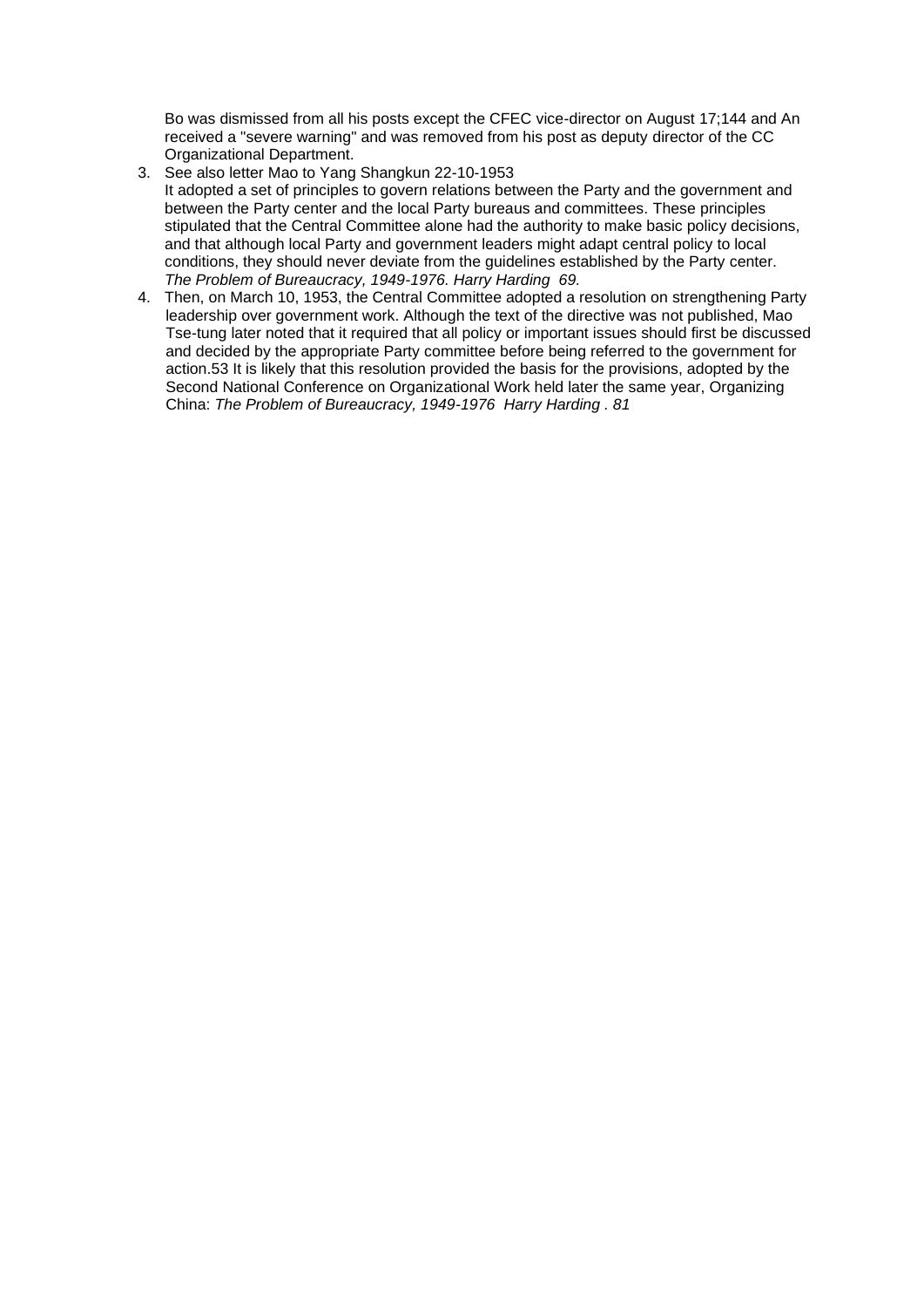Bo was dismissed from all his posts except the CFEC vice-director on August 17;144 and An received a "severe warning" and was removed from his post as deputy director of the CC Organizational Department.

3. See also letter Mao to Yang Shangkun 22-10-1953
   It adopted a set of principles to govern relations between the Party and the government and between the Party center and the local Party bureaus and committees. These principles stipulated that the Central Committee alone had the authority to make basic policy decisions, and that although local Party and government leaders might adapt central policy to local conditions, they should never deviate from the guidelines established by the Party center. *The Problem of Bureaucracy, 1949-1976. Harry Harding 69.*
4. Then, on March 10, 1953, the Central Committee adopted a resolution on strengthening Party leadership over government work. Although the text of the directive was not published, Mao Tse-tung later noted that it required that all policy or important issues should first be discussed and decided by the appropriate Party committee before being referred to the government for action.53 It is likely that this resolution provided the basis for the provisions, adopted by the Second National Conference on Organizational Work held later the same year, Organizing China: *The Problem of Bureaucracy, 1949-1976 Harry Harding . 81*